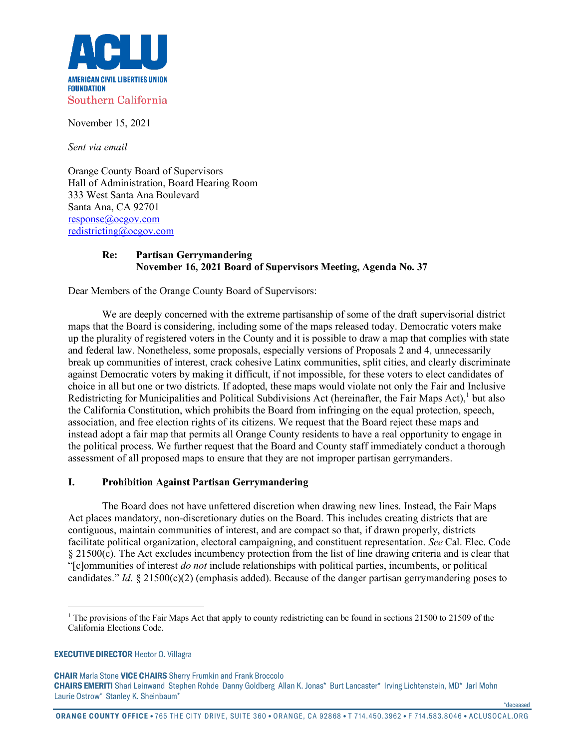**ACLU**
**AMERICAN CIVIL LIBERTIES UNION FOUNDATION**
Southern California

November 15, 2021

*Sent via email*

Orange County Board of Supervisors
Hall of Administration, Board Hearing Room
333 West Santa Ana Boulevard
Santa Ana, CA 92701
response@ocgov.com
redistricting@ocgov.com

**Re: Partisan Gerrymandering**
**November 16, 2021 Board of Supervisors Meeting, Agenda No. 37**

Dear Members of the Orange County Board of Supervisors:

We are deeply concerned with the extreme partisanship of some of the draft supervisorial district maps that the Board is considering, including some of the maps released today. Democratic voters make up the plurality of registered voters in the County and it is possible to draw a map that complies with state and federal law. Nonetheless, some proposals, especially versions of Proposals 2 and 4, unnecessarily break up communities of interest, crack cohesive Latinx communities, split cities, and clearly discriminate against Democratic voters by making it difficult, if not impossible, for these voters to elect candidates of choice in all but one or two districts. If adopted, these maps would violate not only the Fair and Inclusive Redistricting for Municipalities and Political Subdivisions Act (hereinafter, the Fair Maps Act),[1] but also the California Constitution, which prohibits the Board from infringing on the equal protection, speech, association, and free election rights of its citizens. We request that the Board reject these maps and instead adopt a fair map that permits all Orange County residents to have a real opportunity to engage in the political process. We further request that the Board and County staff immediately conduct a thorough assessment of all proposed maps to ensure that they are not improper partisan gerrymanders.

## I. Prohibition Against Partisan Gerrymandering

The Board does not have unfettered discretion when drawing new lines. Instead, the Fair Maps Act places mandatory, non-discretionary duties on the Board. This includes creating districts that are contiguous, maintain communities of interest, and are compact so that, if drawn properly, districts facilitate political organization, electoral campaigning, and constituent representation. *See* Cal. Elec. Code § 21500(c). The Act excludes incumbency protection from the list of line drawing criteria and is clear that "[c]ommunities of interest *do not* include relationships with political parties, incumbents, or political candidates." *Id*. § 21500(c)(2) (emphasis added). Because of the danger partisan gerrymandering poses to

[1] The provisions of the Fair Maps Act that apply to county redistricting can be found in sections 21500 to 21509 of the California Elections Code.

**EXECUTIVE DIRECTOR** Hector O. Villagra

**CHAIR** Marla Stone **VICE CHAIRS** Sherry Frumkin and Frank Broccolo
**CHAIRS EMERITI** Shari Leinwand Stephen Rohde Danny Goldberg Allan K. Jonas* Burt Lancaster* Irving Lichtenstein, MD* Jarl Mohn Laurie Ostrow* Stanley K. Sheinbaum*

*deceased

ORANGE COUNTY OFFICE • 765 THE CITY DRIVE, SUITE 360 • ORANGE, CA 92868 • T 714.450.3962 • F 714.583.8046 • ACLUSOCAL.ORG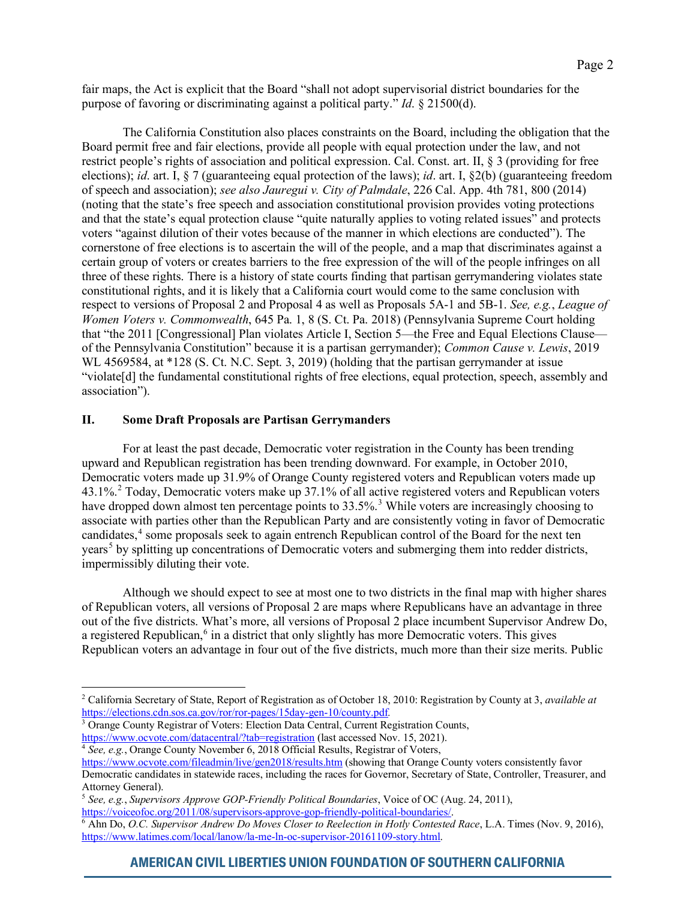fair maps, the Act is explicit that the Board "shall not adopt supervisorial district boundaries for the purpose of favoring or discriminating against a political party." *Id.* § 21500(d).

The California Constitution also places constraints on the Board, including the obligation that the Board permit free and fair elections, provide all people with equal protection under the law, and not restrict people's rights of association and political expression. Cal. Const. art. II, § 3 (providing for free elections); *id*. art. I, § 7 (guaranteeing equal protection of the laws); *id*. art. I, §2(b) (guaranteeing freedom of speech and association); *see also Jauregui v. City of Palmdale*, 226 Cal. App. 4th 781, 800 (2014) (noting that the state's free speech and association constitutional provision provides voting protections and that the state's equal protection clause "quite naturally applies to voting related issues" and protects voters "against dilution of their votes because of the manner in which elections are conducted"). The cornerstone of free elections is to ascertain the will of the people, and a map that discriminates against a certain group of voters or creates barriers to the free expression of the will of the people infringes on all three of these rights. There is a history of state courts finding that partisan gerrymandering violates state constitutional rights, and it is likely that a California court would come to the same conclusion with respect to versions of Proposal 2 and Proposal 4 as well as Proposals 5A-1 and 5B-1. *See, e.g.*, *League of Women Voters v. Commonwealth*, 645 Pa. 1, 8 (S. Ct. Pa. 2018) (Pennsylvania Supreme Court holding that "the 2011 [Congressional] Plan violates Article I, Section 5—the Free and Equal Elections Clause—of the Pennsylvania Constitution" because it is a partisan gerrymander); *Common Cause v. Lewis*, 2019 WL 4569584, at *128 (S. Ct. N.C. Sept. 3, 2019) (holding that the partisan gerrymander at issue "violate[d] the fundamental constitutional rights of free elections, equal protection, speech, assembly and association").

## II. Some Draft Proposals are Partisan Gerrymanders

For at least the past decade, Democratic voter registration in the County has been trending upward and Republican registration has been trending downward. For example, in October 2010, Democratic voters made up 31.9% of Orange County registered voters and Republican voters made up 43.1%.[2] Today, Democratic voters make up 37.1% of all active registered voters and Republican voters have dropped down almost ten percentage points to 33.5%.[3] While voters are increasingly choosing to associate with parties other than the Republican Party and are consistently voting in favor of Democratic candidates,[4] some proposals seek to again entrench Republican control of the Board for the next ten years[5] by splitting up concentrations of Democratic voters and submerging them into redder districts, impermissibly diluting their vote.

Although we should expect to see at most one to two districts in the final map with higher shares of Republican voters, all versions of Proposal 2 are maps where Republicans have an advantage in three out of the five districts. What's more, all versions of Proposal 2 place incumbent Supervisor Andrew Do, a registered Republican,[6] in a district that only slightly has more Democratic voters. This gives Republican voters an advantage in four out of the five districts, much more than their size merits. Public

---

[2] California Secretary of State, Report of Registration as of October 18, 2010: Registration by County at 3, *available at* https://elections.cdn.sos.ca.gov/ror/ror-pages/15day-gen-10/county.pdf.

[3] Orange County Registrar of Voters: Election Data Central, Current Registration Counts, https://www.ocvote.com/datacentral/?tab=registration (last accessed Nov. 15, 2021).

[4] *See, e.g.*, Orange County November 6, 2018 Official Results, Registrar of Voters, https://www.ocvote.com/fileadmin/live/gen2018/results.htm (showing that Orange County voters consistently favor Democratic candidates in statewide races, including the races for Governor, Secretary of State, Controller, Treasurer, and Attorney General).

[5] *See, e.g.*, *Supervisors Approve GOP-Friendly Political Boundaries*, Voice of OC (Aug. 24, 2011), https://voiceofoc.org/2011/08/supervisors-approve-gop-friendly-political-boundaries/.

[6] Ahn Do, *O.C. Supervisor Andrew Do Moves Closer to Reelection in Hotly Contested Race*, L.A. Times (Nov. 9, 2016), https://www.latimes.com/local/lanow/la-me-ln-oc-supervisor-20161109-story.html.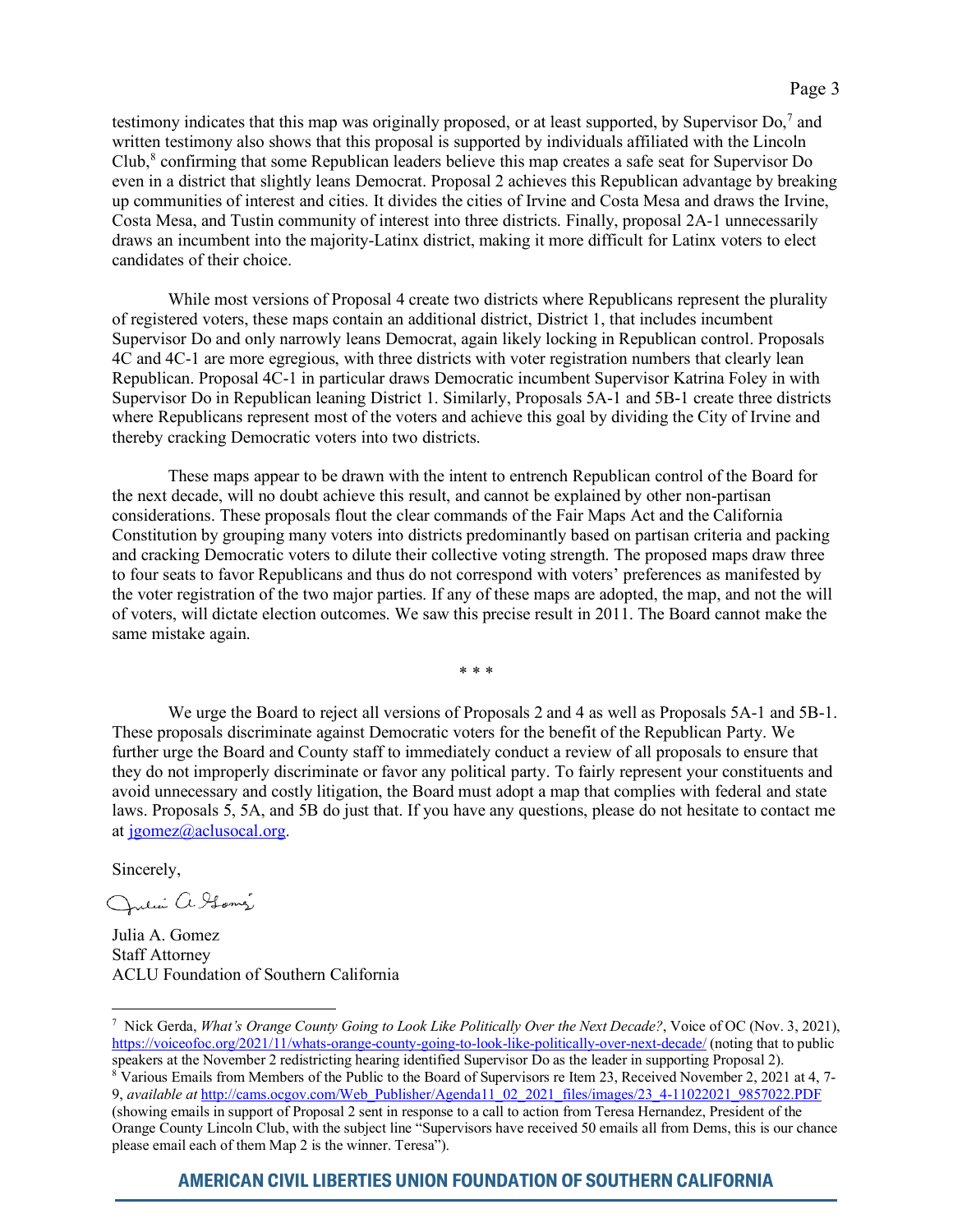testimony indicates that this map was originally proposed, or at least supported, by Supervisor Do,[7] and written testimony also shows that this proposal is supported by individuals affiliated with the Lincoln Club,[8] confirming that some Republican leaders believe this map creates a safe seat for Supervisor Do even in a district that slightly leans Democrat. Proposal 2 achieves this Republican advantage by breaking up communities of interest and cities. It divides the cities of Irvine and Costa Mesa and draws the Irvine, Costa Mesa, and Tustin community of interest into three districts. Finally, proposal 2A-1 unnecessarily draws an incumbent into the majority-Latinx district, making it more difficult for Latinx voters to elect candidates of their choice.

While most versions of Proposal 4 create two districts where Republicans represent the plurality of registered voters, these maps contain an additional district, District 1, that includes incumbent Supervisor Do and only narrowly leans Democrat, again likely locking in Republican control. Proposals 4C and 4C-1 are more egregious, with three districts with voter registration numbers that clearly lean Republican. Proposal 4C-1 in particular draws Democratic incumbent Supervisor Katrina Foley in with Supervisor Do in Republican leaning District 1. Similarly, Proposals 5A-1 and 5B-1 create three districts where Republicans represent most of the voters and achieve this goal by dividing the City of Irvine and thereby cracking Democratic voters into two districts.

These maps appear to be drawn with the intent to entrench Republican control of the Board for the next decade, will no doubt achieve this result, and cannot be explained by other non-partisan considerations. These proposals flout the clear commands of the Fair Maps Act and the California Constitution by grouping many voters into districts predominantly based on partisan criteria and packing and cracking Democratic voters to dilute their collective voting strength. The proposed maps draw three to four seats to favor Republicans and thus do not correspond with voters' preferences as manifested by the voter registration of the two major parties. If any of these maps are adopted, the map, and not the will of voters, will dictate election outcomes. We saw this precise result in 2011. The Board cannot make the same mistake again.

\* \* \*

We urge the Board to reject all versions of Proposals 2 and 4 as well as Proposals 5A-1 and 5B-1. These proposals discriminate against Democratic voters for the benefit of the Republican Party. We further urge the Board and County staff to immediately conduct a review of all proposals to ensure that they do not improperly discriminate or favor any political party. To fairly represent your constituents and avoid unnecessary and costly litigation, the Board must adopt a map that complies with federal and state laws. Proposals 5, 5A, and 5B do just that. If you have any questions, please do not hesitate to contact me at jgomez@aclusocal.org.

Sincerely,

Julia A. Gomez
Staff Attorney
ACLU Foundation of Southern California

---

[7] Nick Gerda, *What's Orange County Going to Look Like Politically Over the Next Decade?*, Voice of OC (Nov. 3, 2021), https://voiceofoc.org/2021/11/whats-orange-county-going-to-look-like-politically-over-next-decade/ (noting that to public speakers at the November 2 redistricting hearing identified Supervisor Do as the leader in supporting Proposal 2).

[8] Various Emails from Members of the Public to the Board of Supervisors re Item 23, Received November 2, 2021 at 4, 7-9, *available at* http://cams.ocgov.com/Web_Publisher/Agenda11_02_2021_files/images/23_4-11022021_9857022.PDF (showing emails in support of Proposal 2 sent in response to a call to action from Teresa Hernandez, President of the Orange County Lincoln Club, with the subject line "Supervisors have received 50 emails all from Dems, this is our chance please email each of them Map 2 is the winner. Teresa").